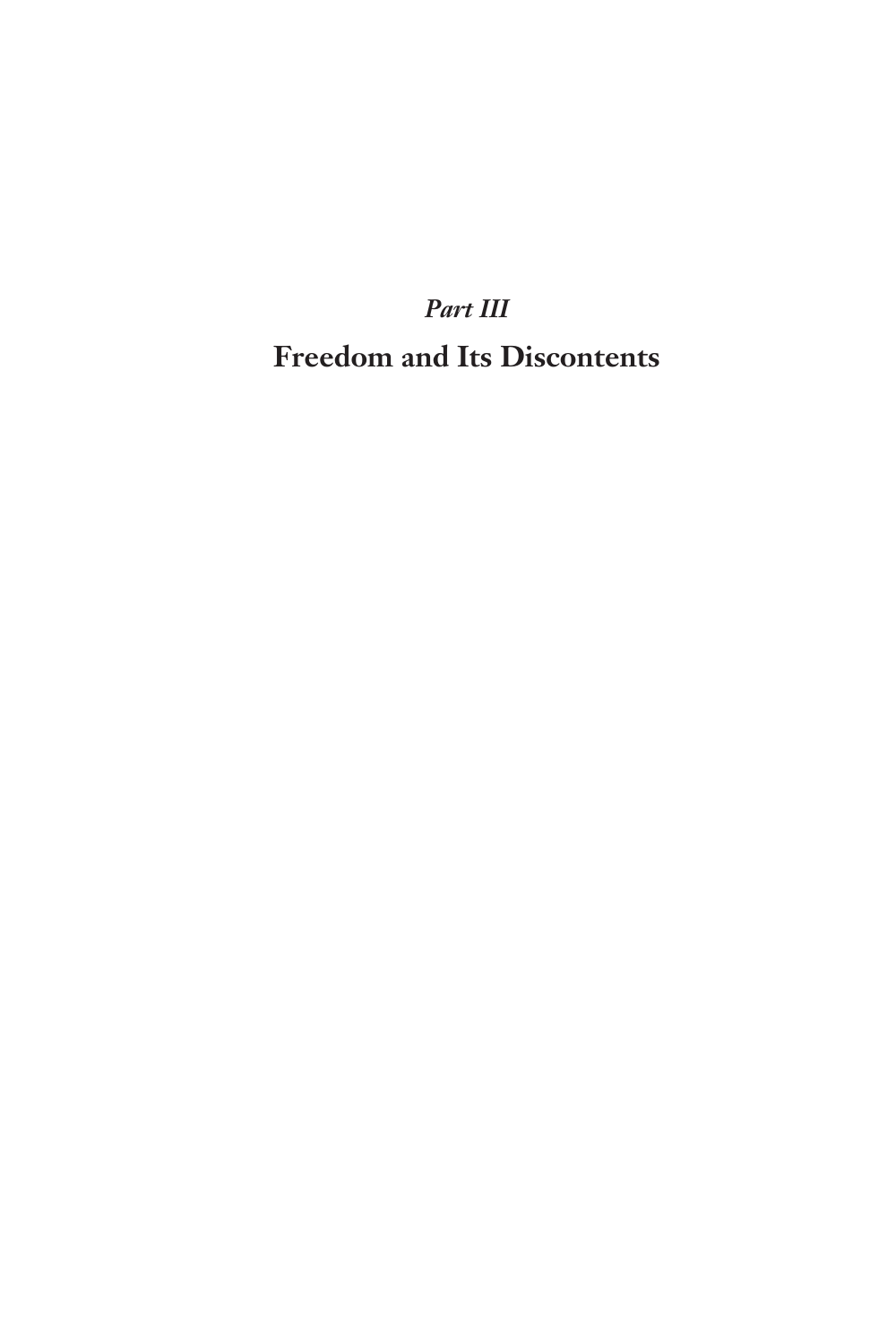*Part III*

# Freedom and Its Discontents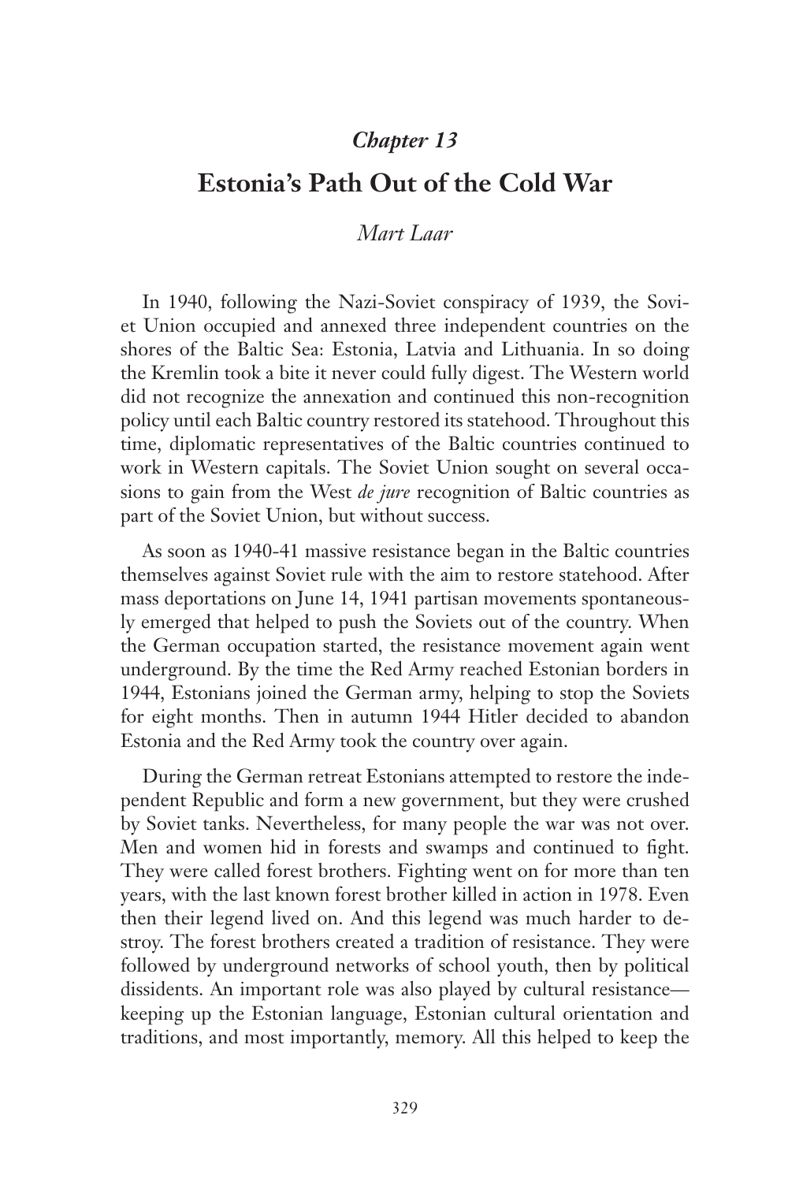## *Chapter 13*

# Estonia's Path Out of the Cold War

*Mart Laar*

In 1940, following the Nazi-Soviet conspiracy of 1939, the Soviet Union occupied and annexed three independent countries on the shores of the Baltic Sea: Estonia, Latvia and Lithuania. In so doing the Kremlin took a bite it never could fully digest. The Western world did not recognize the annexation and continued this non-recognition policy until each Baltic country restored its statehood. Throughout this time, diplomatic representatives of the Baltic countries continued to work in Western capitals. The Soviet Union sought on several occasions to gain from the West *de jure* recognition of Baltic countries as part of the Soviet Union, but without success.

As soon as 1940-41 massive resistance began in the Baltic countries themselves against Soviet rule with the aim to restore statehood. After mass deportations on June 14, 1941 partisan movements spontaneously emerged that helped to push the Soviets out of the country. When the German occupation started, the resistance movement again went underground. By the time the Red Army reached Estonian borders in 1944, Estonians joined the German army, helping to stop the Soviets for eight months. Then in autumn 1944 Hitler decided to abandon Estonia and the Red Army took the country over again.

During the German retreat Estonians attempted to restore the independent Republic and form a new government, but they were crushed by Soviet tanks. Nevertheless, for many people the war was not over. Men and women hid in forests and swamps and continued to fight. They were called forest brothers. Fighting went on for more than ten years, with the last known forest brother killed in action in 1978. Even then their legend lived on. And this legend was much harder to destroy. The forest brothers created a tradition of resistance. They were followed by underground networks of school youth, then by political dissidents. An important role was also played by cultural resistance—keeping up the Estonian language, Estonian cultural orientation and traditions, and most importantly, memory. All this helped to keep the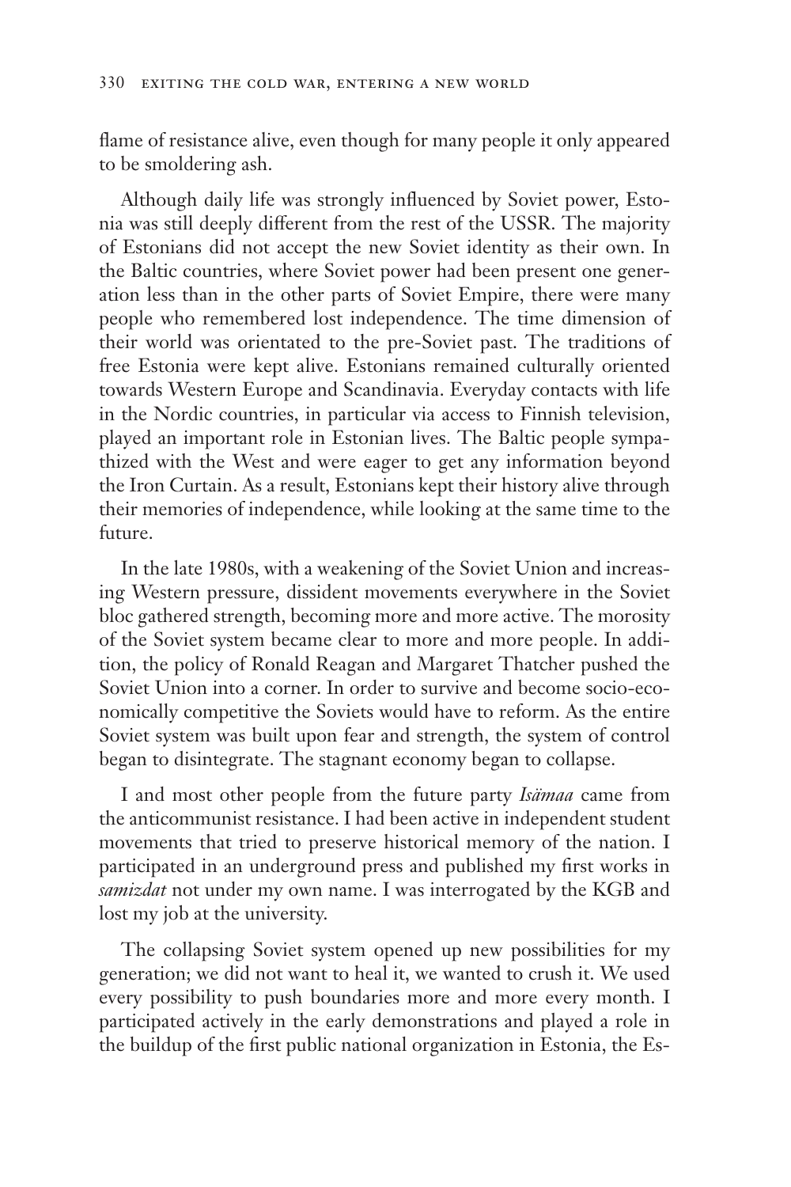flame of resistance alive, even though for many people it only appeared to be smoldering ash.

Although daily life was strongly influenced by Soviet power, Estonia was still deeply different from the rest of the USSR. The majority of Estonians did not accept the new Soviet identity as their own. In the Baltic countries, where Soviet power had been present one generation less than in the other parts of Soviet Empire, there were many people who remembered lost independence. The time dimension of their world was orientated to the pre-Soviet past. The traditions of free Estonia were kept alive. Estonians remained culturally oriented towards Western Europe and Scandinavia. Everyday contacts with life in the Nordic countries, in particular via access to Finnish television, played an important role in Estonian lives. The Baltic people sympathized with the West and were eager to get any information beyond the Iron Curtain. As a result, Estonians kept their history alive through their memories of independence, while looking at the same time to the future.

In the late 1980s, with a weakening of the Soviet Union and increasing Western pressure, dissident movements everywhere in the Soviet bloc gathered strength, becoming more and more active. The morosity of the Soviet system became clear to more and more people. In addition, the policy of Ronald Reagan and Margaret Thatcher pushed the Soviet Union into a corner. In order to survive and become socio-economically competitive the Soviets would have to reform. As the entire Soviet system was built upon fear and strength, the system of control began to disintegrate. The stagnant economy began to collapse.

I and most other people from the future party *Isämaa* came from the anticommunist resistance. I had been active in independent student movements that tried to preserve historical memory of the nation. I participated in an underground press and published my first works in *samizdat* not under my own name. I was interrogated by the KGB and lost my job at the university.

The collapsing Soviet system opened up new possibilities for my generation; we did not want to heal it, we wanted to crush it. We used every possibility to push boundaries more and more every month. I participated actively in the early demonstrations and played a role in the buildup of the first public national organization in Estonia, the Es-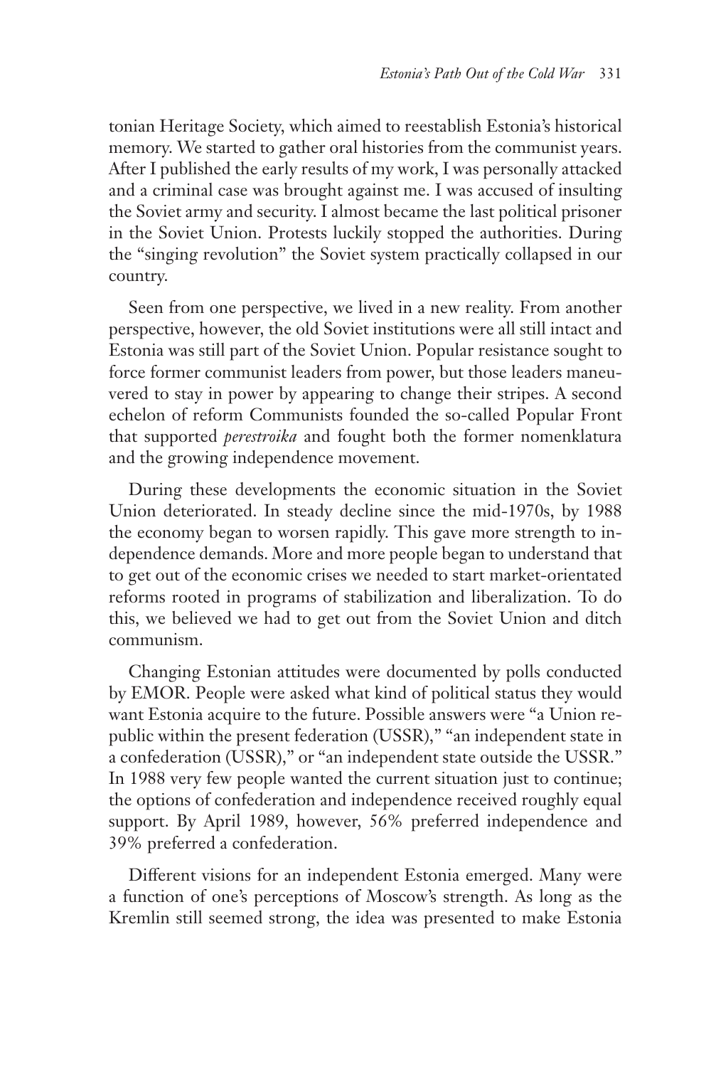tonian Heritage Society, which aimed to reestablish Estonia's historical memory. We started to gather oral histories from the communist years. After I published the early results of my work, I was personally attacked and a criminal case was brought against me. I was accused of insulting the Soviet army and security. I almost became the last political prisoner in the Soviet Union. Protests luckily stopped the authorities. During the "singing revolution" the Soviet system practically collapsed in our country.

Seen from one perspective, we lived in a new reality. From another perspective, however, the old Soviet institutions were all still intact and Estonia was still part of the Soviet Union. Popular resistance sought to force former communist leaders from power, but those leaders maneuvered to stay in power by appearing to change their stripes. A second echelon of reform Communists founded the so-called Popular Front that supported *perestroika* and fought both the former nomenklatura and the growing independence movement.

During these developments the economic situation in the Soviet Union deteriorated. In steady decline since the mid-1970s, by 1988 the economy began to worsen rapidly. This gave more strength to independence demands. More and more people began to understand that to get out of the economic crises we needed to start market-orientated reforms rooted in programs of stabilization and liberalization. To do this, we believed we had to get out from the Soviet Union and ditch communism.

Changing Estonian attitudes were documented by polls conducted by EMOR. People were asked what kind of political status they would want Estonia acquire to the future. Possible answers were "a Union republic within the present federation (USSR)," "an independent state in a confederation (USSR)," or "an independent state outside the USSR." In 1988 very few people wanted the current situation just to continue; the options of confederation and independence received roughly equal support. By April 1989, however, 56% preferred independence and 39% preferred a confederation.

Different visions for an independent Estonia emerged. Many were a function of one's perceptions of Moscow's strength. As long as the Kremlin still seemed strong, the idea was presented to make Estonia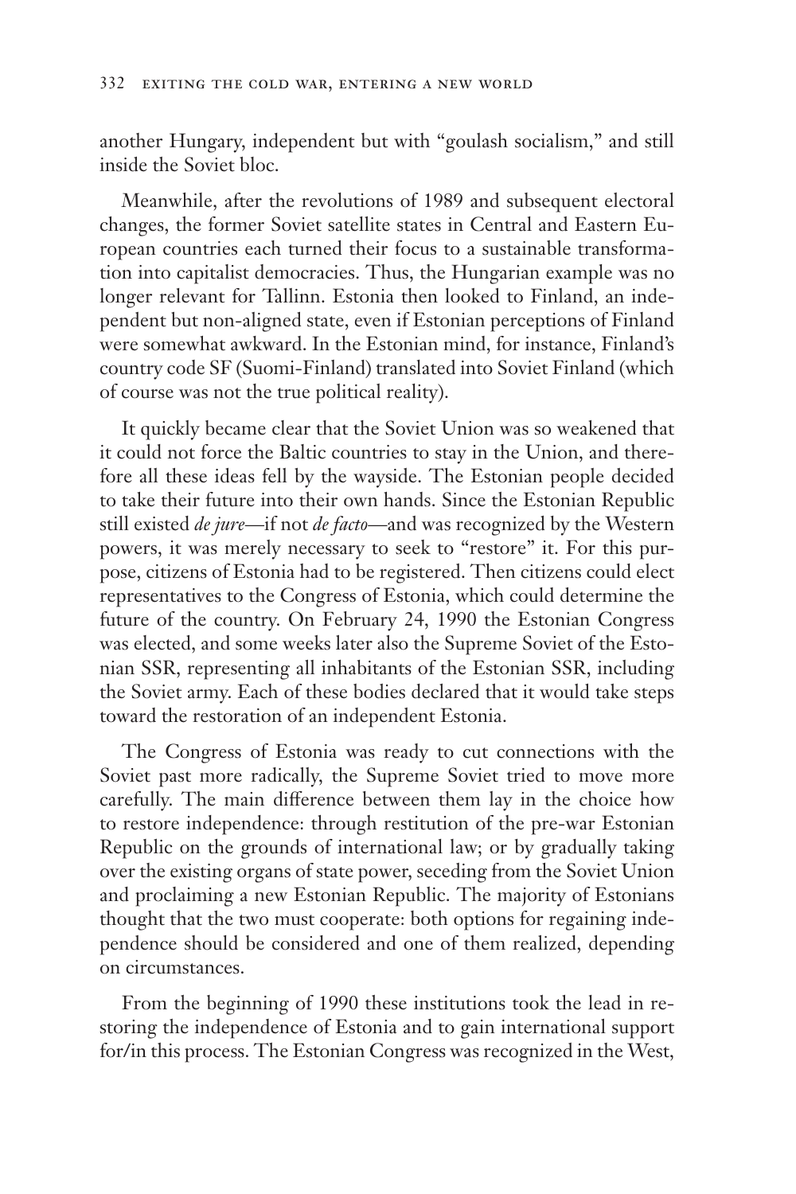another Hungary, independent but with "goulash socialism," and still inside the Soviet bloc.

Meanwhile, after the revolutions of 1989 and subsequent electoral changes, the former Soviet satellite states in Central and Eastern European countries each turned their focus to a sustainable transformation into capitalist democracies. Thus, the Hungarian example was no longer relevant for Tallinn. Estonia then looked to Finland, an independent but non-aligned state, even if Estonian perceptions of Finland were somewhat awkward. In the Estonian mind, for instance, Finland's country code SF (Suomi-Finland) translated into Soviet Finland (which of course was not the true political reality).

It quickly became clear that the Soviet Union was so weakened that it could not force the Baltic countries to stay in the Union, and therefore all these ideas fell by the wayside. The Estonian people decided to take their future into their own hands. Since the Estonian Republic still existed *de jure*—if not *de facto*—and was recognized by the Western powers, it was merely necessary to seek to "restore" it. For this purpose, citizens of Estonia had to be registered. Then citizens could elect representatives to the Congress of Estonia, which could determine the future of the country. On February 24, 1990 the Estonian Congress was elected, and some weeks later also the Supreme Soviet of the Estonian SSR, representing all inhabitants of the Estonian SSR, including the Soviet army. Each of these bodies declared that it would take steps toward the restoration of an independent Estonia.

The Congress of Estonia was ready to cut connections with the Soviet past more radically, the Supreme Soviet tried to move more carefully. The main difference between them lay in the choice how to restore independence: through restitution of the pre-war Estonian Republic on the grounds of international law; or by gradually taking over the existing organs of state power, seceding from the Soviet Union and proclaiming a new Estonian Republic. The majority of Estonians thought that the two must cooperate: both options for regaining independence should be considered and one of them realized, depending on circumstances.

From the beginning of 1990 these institutions took the lead in restoring the independence of Estonia and to gain international support for/in this process. The Estonian Congress was recognized in the West,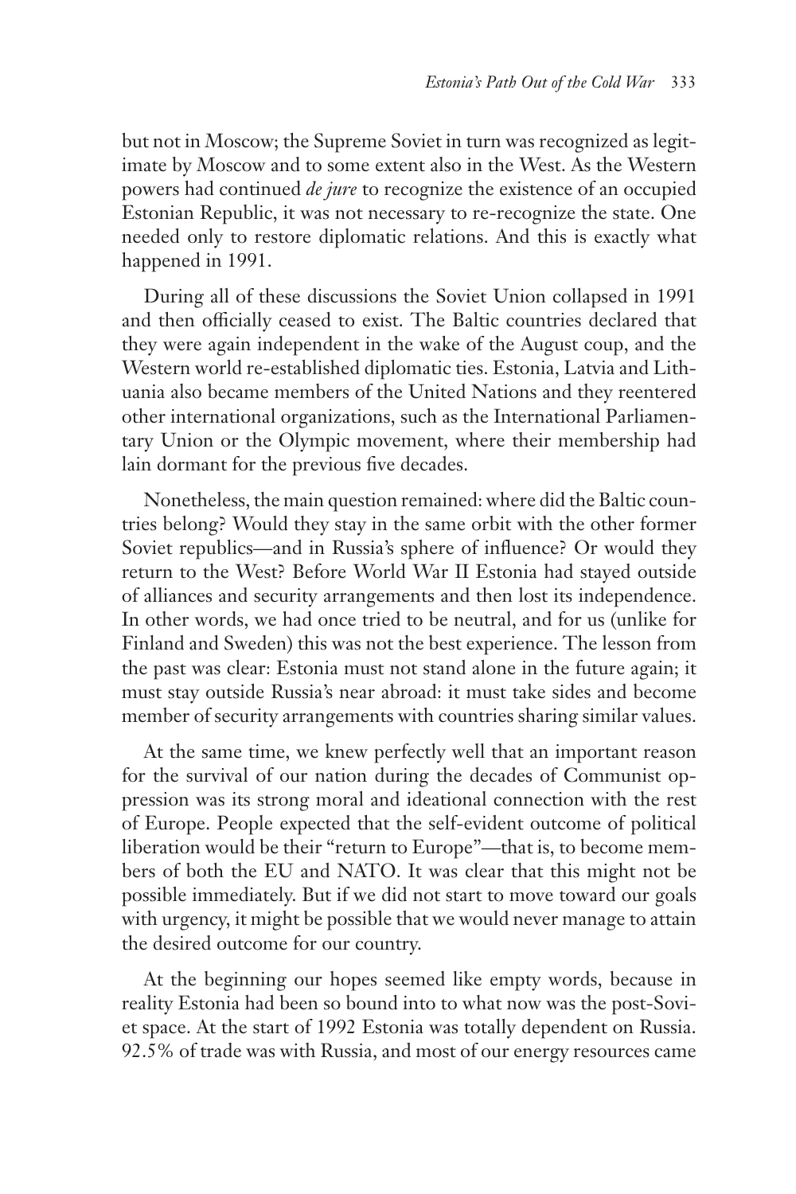but not in Moscow; the Supreme Soviet in turn was recognized as legitimate by Moscow and to some extent also in the West. As the Western powers had continued *de jure* to recognize the existence of an occupied Estonian Republic, it was not necessary to re-recognize the state. One needed only to restore diplomatic relations. And this is exactly what happened in 1991.

During all of these discussions the Soviet Union collapsed in 1991 and then officially ceased to exist. The Baltic countries declared that they were again independent in the wake of the August coup, and the Western world re-established diplomatic ties. Estonia, Latvia and Lithuania also became members of the United Nations and they reentered other international organizations, such as the International Parliamentary Union or the Olympic movement, where their membership had lain dormant for the previous five decades.

Nonetheless, the main question remained: where did the Baltic countries belong? Would they stay in the same orbit with the other former Soviet republics—and in Russia's sphere of influence? Or would they return to the West? Before World War II Estonia had stayed outside of alliances and security arrangements and then lost its independence. In other words, we had once tried to be neutral, and for us (unlike for Finland and Sweden) this was not the best experience. The lesson from the past was clear: Estonia must not stand alone in the future again; it must stay outside Russia's near abroad: it must take sides and become member of security arrangements with countries sharing similar values.

At the same time, we knew perfectly well that an important reason for the survival of our nation during the decades of Communist oppression was its strong moral and ideational connection with the rest of Europe. People expected that the self-evident outcome of political liberation would be their "return to Europe"—that is, to become members of both the EU and NATO. It was clear that this might not be possible immediately. But if we did not start to move toward our goals with urgency, it might be possible that we would never manage to attain the desired outcome for our country.

At the beginning our hopes seemed like empty words, because in reality Estonia had been so bound into to what now was the post-Soviet space. At the start of 1992 Estonia was totally dependent on Russia. 92.5% of trade was with Russia, and most of our energy resources came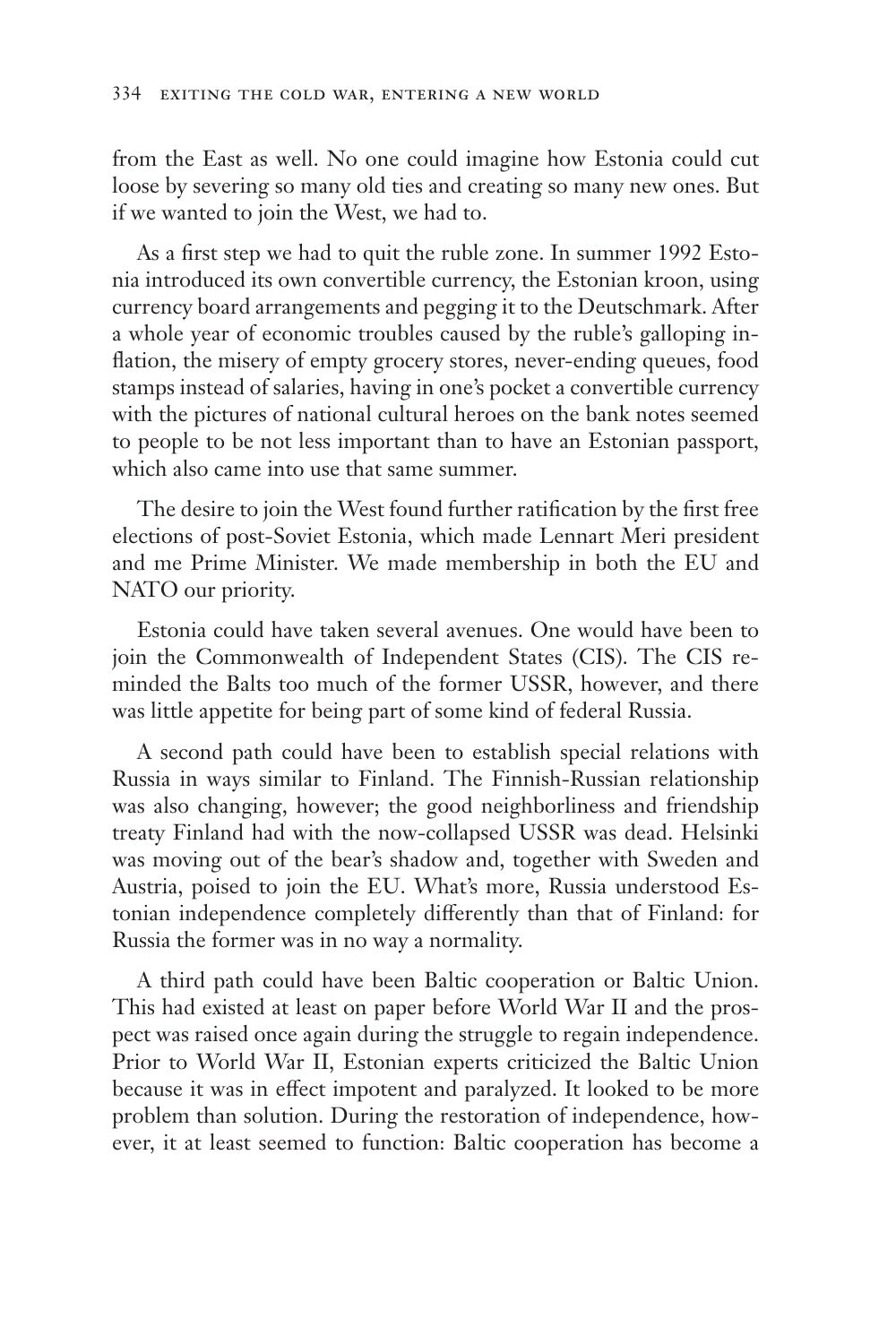from the East as well. No one could imagine how Estonia could cut loose by severing so many old ties and creating so many new ones. But if we wanted to join the West, we had to.

As a first step we had to quit the ruble zone. In summer 1992 Estonia introduced its own convertible currency, the Estonian kroon, using currency board arrangements and pegging it to the Deutschmark. After a whole year of economic troubles caused by the ruble's galloping inflation, the misery of empty grocery stores, never-ending queues, food stamps instead of salaries, having in one's pocket a convertible currency with the pictures of national cultural heroes on the bank notes seemed to people to be not less important than to have an Estonian passport, which also came into use that same summer.

The desire to join the West found further ratification by the first free elections of post-Soviet Estonia, which made Lennart Meri president and me Prime Minister. We made membership in both the EU and NATO our priority.

Estonia could have taken several avenues. One would have been to join the Commonwealth of Independent States (CIS). The CIS reminded the Balts too much of the former USSR, however, and there was little appetite for being part of some kind of federal Russia.

A second path could have been to establish special relations with Russia in ways similar to Finland. The Finnish-Russian relationship was also changing, however; the good neighborliness and friendship treaty Finland had with the now-collapsed USSR was dead. Helsinki was moving out of the bear's shadow and, together with Sweden and Austria, poised to join the EU. What's more, Russia understood Estonian independence completely differently than that of Finland: for Russia the former was in no way a normality.

A third path could have been Baltic cooperation or Baltic Union. This had existed at least on paper before World War II and the prospect was raised once again during the struggle to regain independence. Prior to World War II, Estonian experts criticized the Baltic Union because it was in effect impotent and paralyzed. It looked to be more problem than solution. During the restoration of independence, however, it at least seemed to function: Baltic cooperation has become a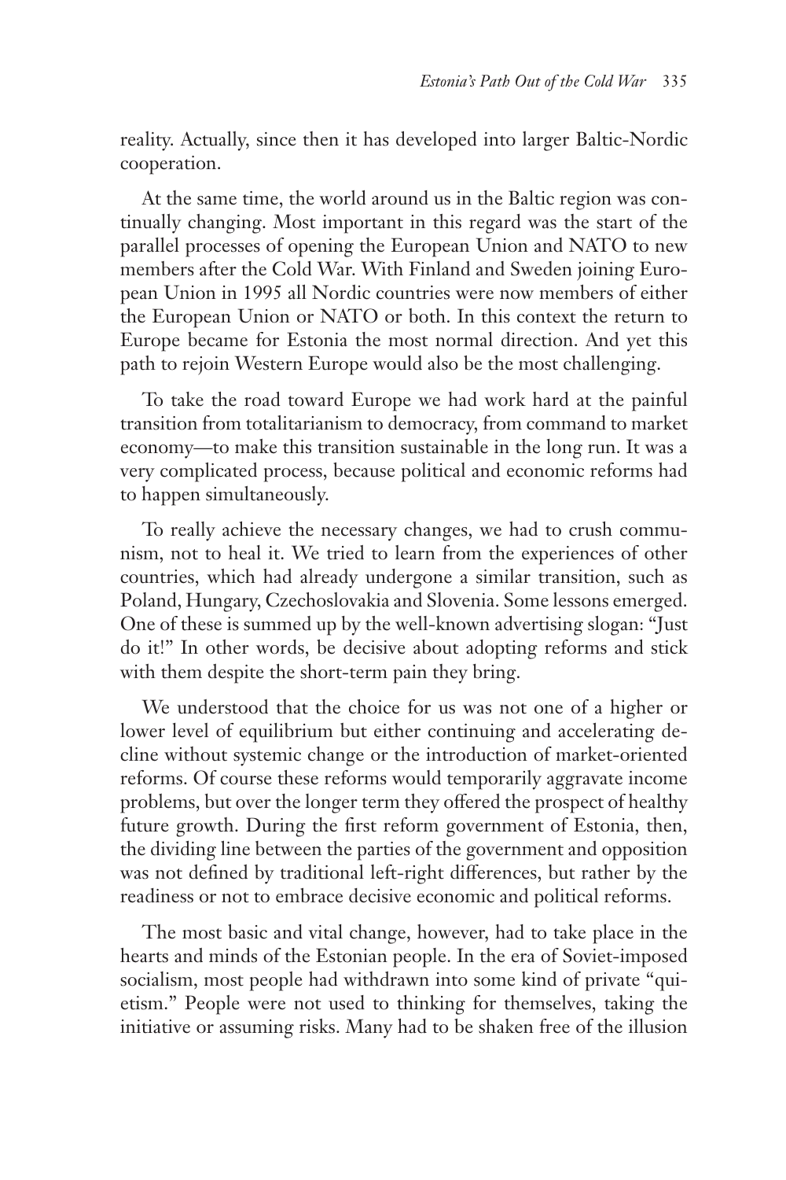reality. Actually, since then it has developed into larger Baltic-Nordic cooperation.

At the same time, the world around us in the Baltic region was continually changing. Most important in this regard was the start of the parallel processes of opening the European Union and NATO to new members after the Cold War. With Finland and Sweden joining European Union in 1995 all Nordic countries were now members of either the European Union or NATO or both. In this context the return to Europe became for Estonia the most normal direction. And yet this path to rejoin Western Europe would also be the most challenging.

To take the road toward Europe we had work hard at the painful transition from totalitarianism to democracy, from command to market economy—to make this transition sustainable in the long run. It was a very complicated process, because political and economic reforms had to happen simultaneously.

To really achieve the necessary changes, we had to crush communism, not to heal it. We tried to learn from the experiences of other countries, which had already undergone a similar transition, such as Poland, Hungary, Czechoslovakia and Slovenia. Some lessons emerged. One of these is summed up by the well-known advertising slogan: "Just do it!" In other words, be decisive about adopting reforms and stick with them despite the short-term pain they bring.

We understood that the choice for us was not one of a higher or lower level of equilibrium but either continuing and accelerating decline without systemic change or the introduction of market-oriented reforms. Of course these reforms would temporarily aggravate income problems, but over the longer term they offered the prospect of healthy future growth. During the first reform government of Estonia, then, the dividing line between the parties of the government and opposition was not defined by traditional left-right differences, but rather by the readiness or not to embrace decisive economic and political reforms.

The most basic and vital change, however, had to take place in the hearts and minds of the Estonian people. In the era of Soviet-imposed socialism, most people had withdrawn into some kind of private "quietism." People were not used to thinking for themselves, taking the initiative or assuming risks. Many had to be shaken free of the illusion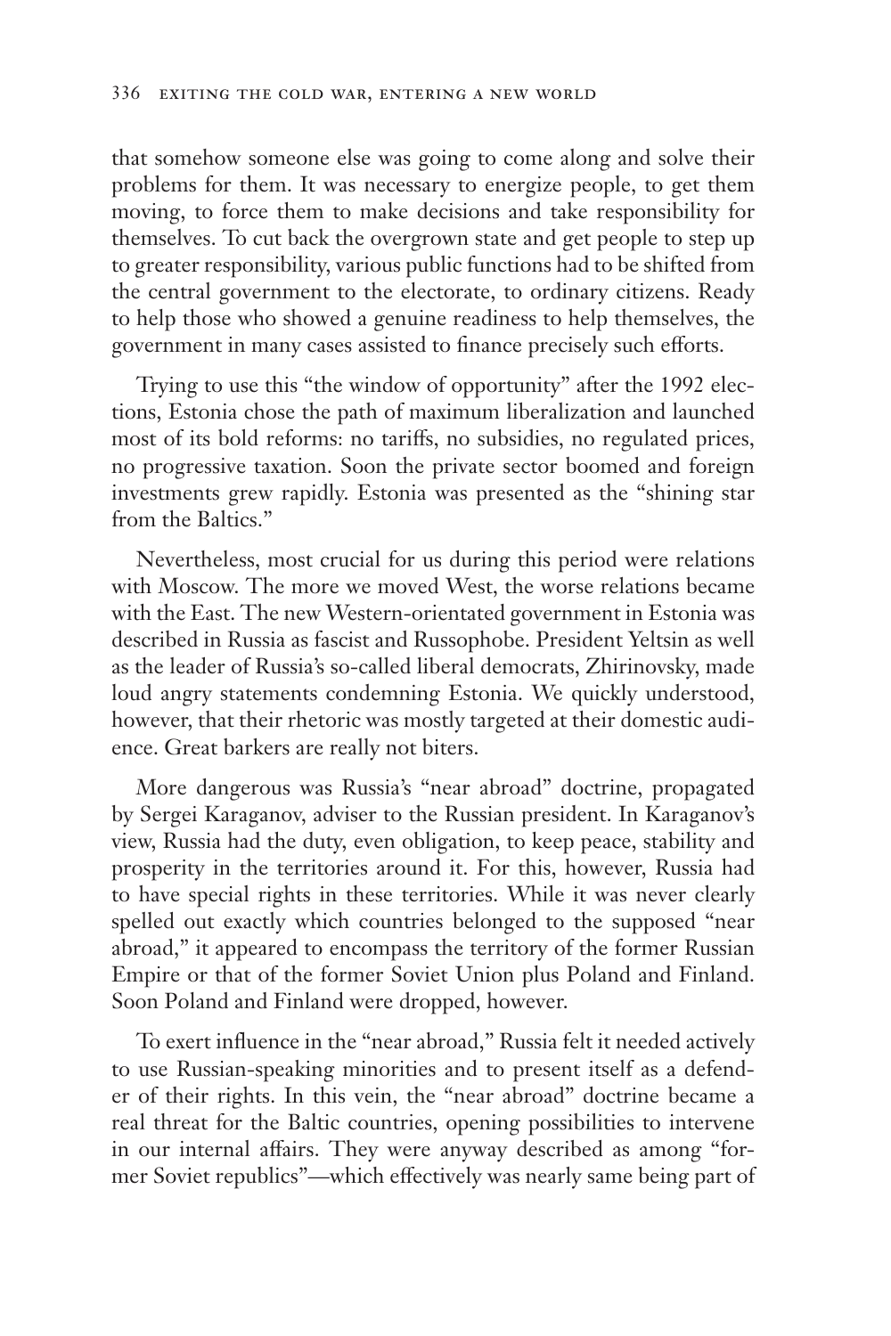that somehow someone else was going to come along and solve their problems for them. It was necessary to energize people, to get them moving, to force them to make decisions and take responsibility for themselves. To cut back the overgrown state and get people to step up to greater responsibility, various public functions had to be shifted from the central government to the electorate, to ordinary citizens. Ready to help those who showed a genuine readiness to help themselves, the government in many cases assisted to finance precisely such efforts.

Trying to use this "the window of opportunity" after the 1992 elections, Estonia chose the path of maximum liberalization and launched most of its bold reforms: no tariffs, no subsidies, no regulated prices, no progressive taxation. Soon the private sector boomed and foreign investments grew rapidly. Estonia was presented as the "shining star from the Baltics."

Nevertheless, most crucial for us during this period were relations with Moscow. The more we moved West, the worse relations became with the East. The new Western-orientated government in Estonia was described in Russia as fascist and Russophobe. President Yeltsin as well as the leader of Russia's so-called liberal democrats, Zhirinovsky, made loud angry statements condemning Estonia. We quickly understood, however, that their rhetoric was mostly targeted at their domestic audience. Great barkers are really not biters.

More dangerous was Russia's "near abroad" doctrine, propagated by Sergei Karaganov, adviser to the Russian president. In Karaganov's view, Russia had the duty, even obligation, to keep peace, stability and prosperity in the territories around it. For this, however, Russia had to have special rights in these territories. While it was never clearly spelled out exactly which countries belonged to the supposed "near abroad," it appeared to encompass the territory of the former Russian Empire or that of the former Soviet Union plus Poland and Finland. Soon Poland and Finland were dropped, however.

To exert influence in the "near abroad," Russia felt it needed actively to use Russian-speaking minorities and to present itself as a defender of their rights. In this vein, the "near abroad" doctrine became a real threat for the Baltic countries, opening possibilities to intervene in our internal affairs. They were anyway described as among "former Soviet republics"—which effectively was nearly same being part of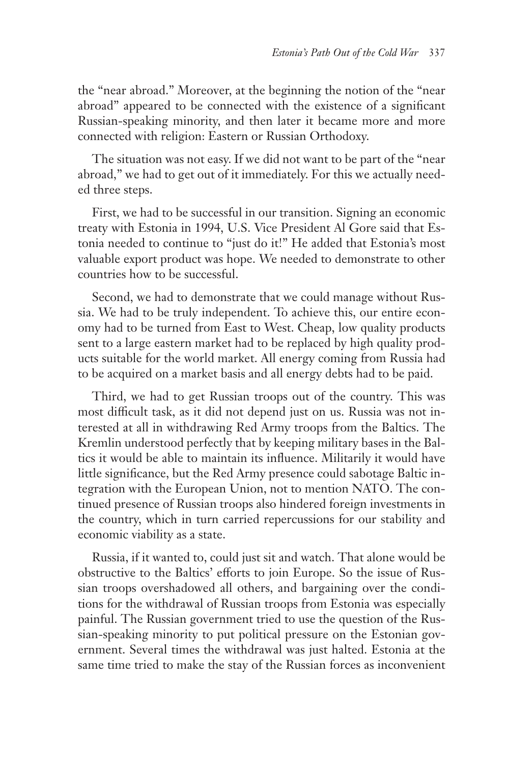the "near abroad." Moreover, at the beginning the notion of the "near abroad" appeared to be connected with the existence of a significant Russian-speaking minority, and then later it became more and more connected with religion: Eastern or Russian Orthodoxy.

The situation was not easy. If we did not want to be part of the "near abroad," we had to get out of it immediately. For this we actually needed three steps.

First, we had to be successful in our transition. Signing an economic treaty with Estonia in 1994, U.S. Vice President Al Gore said that Estonia needed to continue to "just do it!" He added that Estonia's most valuable export product was hope. We needed to demonstrate to other countries how to be successful.

Second, we had to demonstrate that we could manage without Russia. We had to be truly independent. To achieve this, our entire economy had to be turned from East to West. Cheap, low quality products sent to a large eastern market had to be replaced by high quality products suitable for the world market. All energy coming from Russia had to be acquired on a market basis and all energy debts had to be paid.

Third, we had to get Russian troops out of the country. This was most difficult task, as it did not depend just on us. Russia was not interested at all in withdrawing Red Army troops from the Baltics. The Kremlin understood perfectly that by keeping military bases in the Baltics it would be able to maintain its influence. Militarily it would have little significance, but the Red Army presence could sabotage Baltic integration with the European Union, not to mention NATO. The continued presence of Russian troops also hindered foreign investments in the country, which in turn carried repercussions for our stability and economic viability as a state.

Russia, if it wanted to, could just sit and watch. That alone would be obstructive to the Baltics' efforts to join Europe. So the issue of Russian troops overshadowed all others, and bargaining over the conditions for the withdrawal of Russian troops from Estonia was especially painful. The Russian government tried to use the question of the Russian-speaking minority to put political pressure on the Estonian government. Several times the withdrawal was just halted. Estonia at the same time tried to make the stay of the Russian forces as inconvenient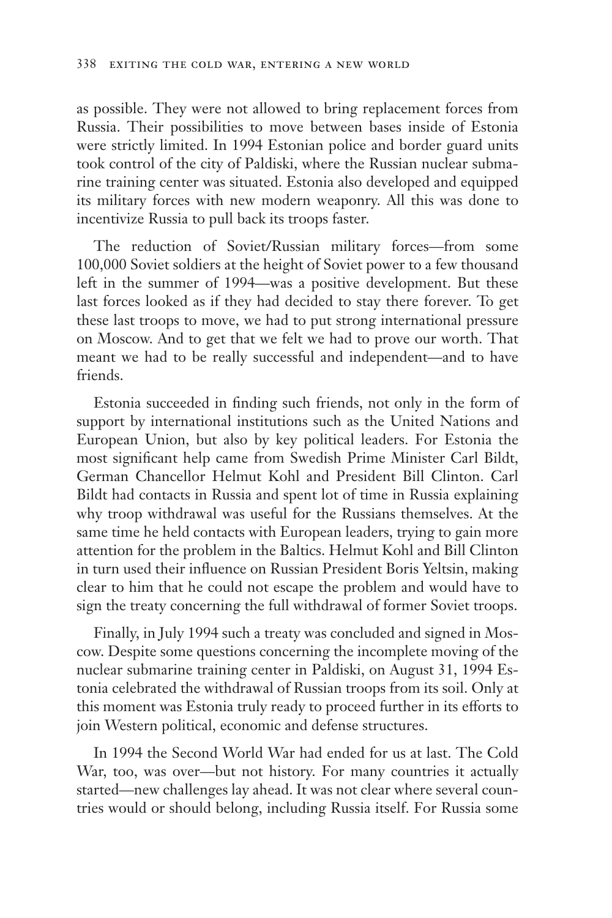as possible. They were not allowed to bring replacement forces from Russia. Their possibilities to move between bases inside of Estonia were strictly limited. In 1994 Estonian police and border guard units took control of the city of Paldiski, where the Russian nuclear submarine training center was situated. Estonia also developed and equipped its military forces with new modern weaponry. All this was done to incentivize Russia to pull back its troops faster.

The reduction of Soviet/Russian military forces—from some 100,000 Soviet soldiers at the height of Soviet power to a few thousand left in the summer of 1994—was a positive development. But these last forces looked as if they had decided to stay there forever. To get these last troops to move, we had to put strong international pressure on Moscow. And to get that we felt we had to prove our worth. That meant we had to be really successful and independent—and to have friends.

Estonia succeeded in finding such friends, not only in the form of support by international institutions such as the United Nations and European Union, but also by key political leaders. For Estonia the most significant help came from Swedish Prime Minister Carl Bildt, German Chancellor Helmut Kohl and President Bill Clinton. Carl Bildt had contacts in Russia and spent lot of time in Russia explaining why troop withdrawal was useful for the Russians themselves. At the same time he held contacts with European leaders, trying to gain more attention for the problem in the Baltics. Helmut Kohl and Bill Clinton in turn used their influence on Russian President Boris Yeltsin, making clear to him that he could not escape the problem and would have to sign the treaty concerning the full withdrawal of former Soviet troops.

Finally, in July 1994 such a treaty was concluded and signed in Moscow. Despite some questions concerning the incomplete moving of the nuclear submarine training center in Paldiski, on August 31, 1994 Estonia celebrated the withdrawal of Russian troops from its soil. Only at this moment was Estonia truly ready to proceed further in its efforts to join Western political, economic and defense structures.

In 1994 the Second World War had ended for us at last. The Cold War, too, was over—but not history. For many countries it actually started—new challenges lay ahead. It was not clear where several countries would or should belong, including Russia itself. For Russia some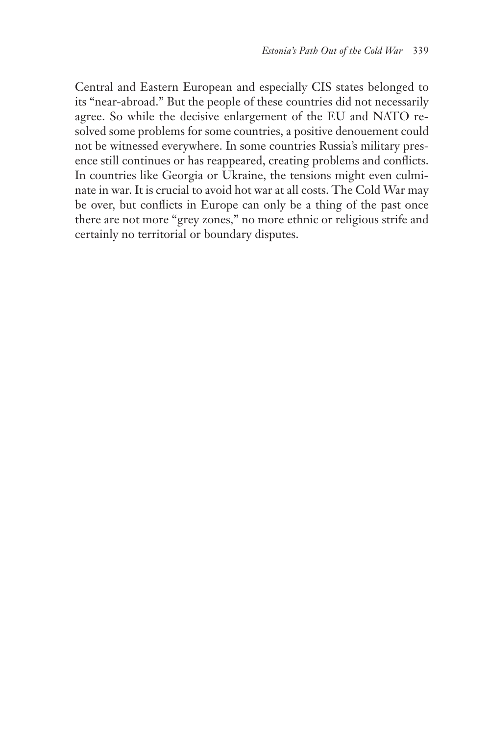Central and Eastern European and especially CIS states belonged to its "near-abroad." But the people of these countries did not necessarily agree. So while the decisive enlargement of the EU and NATO resolved some problems for some countries, a positive denouement could not be witnessed everywhere. In some countries Russia's military presence still continues or has reappeared, creating problems and conflicts. In countries like Georgia or Ukraine, the tensions might even culminate in war. It is crucial to avoid hot war at all costs. The Cold War may be over, but conflicts in Europe can only be a thing of the past once there are not more "grey zones," no more ethnic or religious strife and certainly no territorial or boundary disputes.